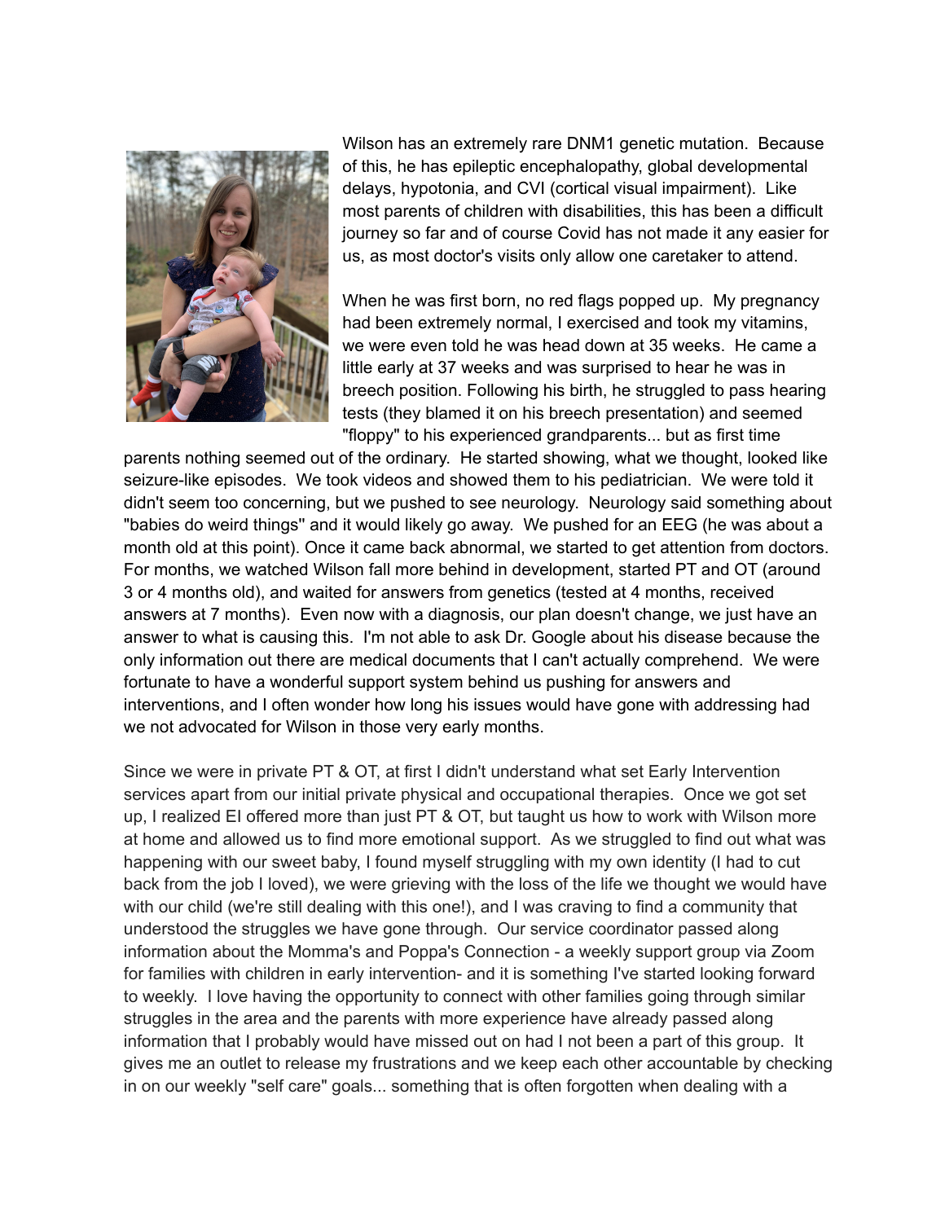Wilson has an extremely rare DNM1 genetic mutation. Because of this, he has epileptic encephalopathy, global developmental delays, hypotonia, and CVI (cortical visual impairment). Like most parents of children with disabilities, this has been a difficult journey so far and of course Covid has not made it any easier for us, as most doctor's visits only allow one caretaker to attend.

When he was first born, no red flags popped up. My pregnancy had been extremely normal, I exercised and took my vitamins, we were even told he was head down at 35 weeks. He came a little early at 37 weeks and was surprised to hear he was in breech position. Following his birth, he struggled to pass hearing tests (they blamed it on his breech presentation) and seemed "floppy" to his experienced grandparents... but as first time parents nothing seemed out of the ordinary. He started showing, what we thought, looked like seizure-like episodes. We took videos and showed them to his pediatrician. We were told it didn't seem too concerning, but we pushed to see neurology. Neurology said something about "babies do weird things'' and it would likely go away. We pushed for an EEG (he was about a month old at this point). Once it came back abnormal, we started to get attention from doctors. For months, we watched Wilson fall more behind in development, started PT and OT (around 3 or 4 months old), and waited for answers from genetics (tested at 4 months, received answers at 7 months). Even now with a diagnosis, our plan doesn't change, we just have an answer to what is causing this. I'm not able to ask Dr. Google about his disease because the only information out there are medical documents that I can't actually comprehend. We were fortunate to have a wonderful support system behind us pushing for answers and interventions, and I often wonder how long his issues would have gone with addressing had we not advocated for Wilson in those very early months.

Since we were in private PT & OT, at first I didn't understand what set Early Intervention services apart from our initial private physical and occupational therapies. Once we got set up, I realized EI offered more than just PT & OT, but taught us how to work with Wilson more at home and allowed us to find more emotional support. As we struggled to find out what was happening with our sweet baby, I found myself struggling with my own identity (I had to cut back from the job I loved), we were grieving with the loss of the life we thought we would have with our child (we're still dealing with this one!), and I was craving to find a community that understood the struggles we have gone through. Our service coordinator passed along information about the Momma's and Poppa's Connection - a weekly support group via Zoom for families with children in early intervention- and it is something I've started looking forward to weekly. I love having the opportunity to connect with other families going through similar struggles in the area and the parents with more experience have already passed along information that I probably would have missed out on had I not been a part of this group. It gives me an outlet to release my frustrations and we keep each other accountable by checking in on our weekly "self care" goals... something that is often forgotten when dealing with a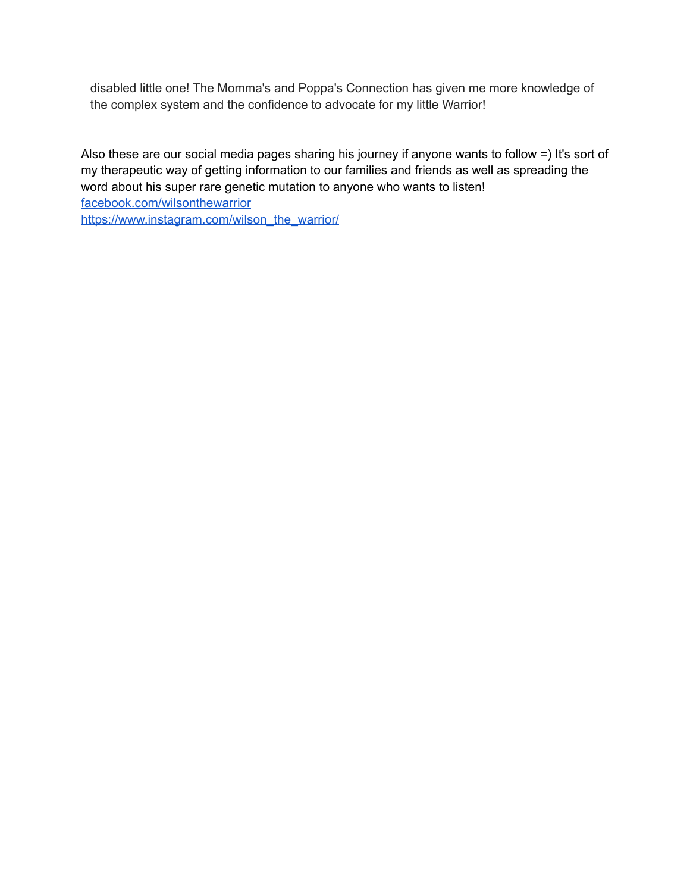disabled little one! The Momma's and Poppa's Connection has given me more knowledge of the complex system and the confidence to advocate for my little Warrior!

Also these are our social media pages sharing his journey if anyone wants to follow =) It's sort of my therapeutic way of getting information to our families and friends as well as spreading the word about his super rare genetic mutation to anyone who wants to listen!
facebook.com/wilsonthewarrior
https://www.instagram.com/wilson_the_warrior/